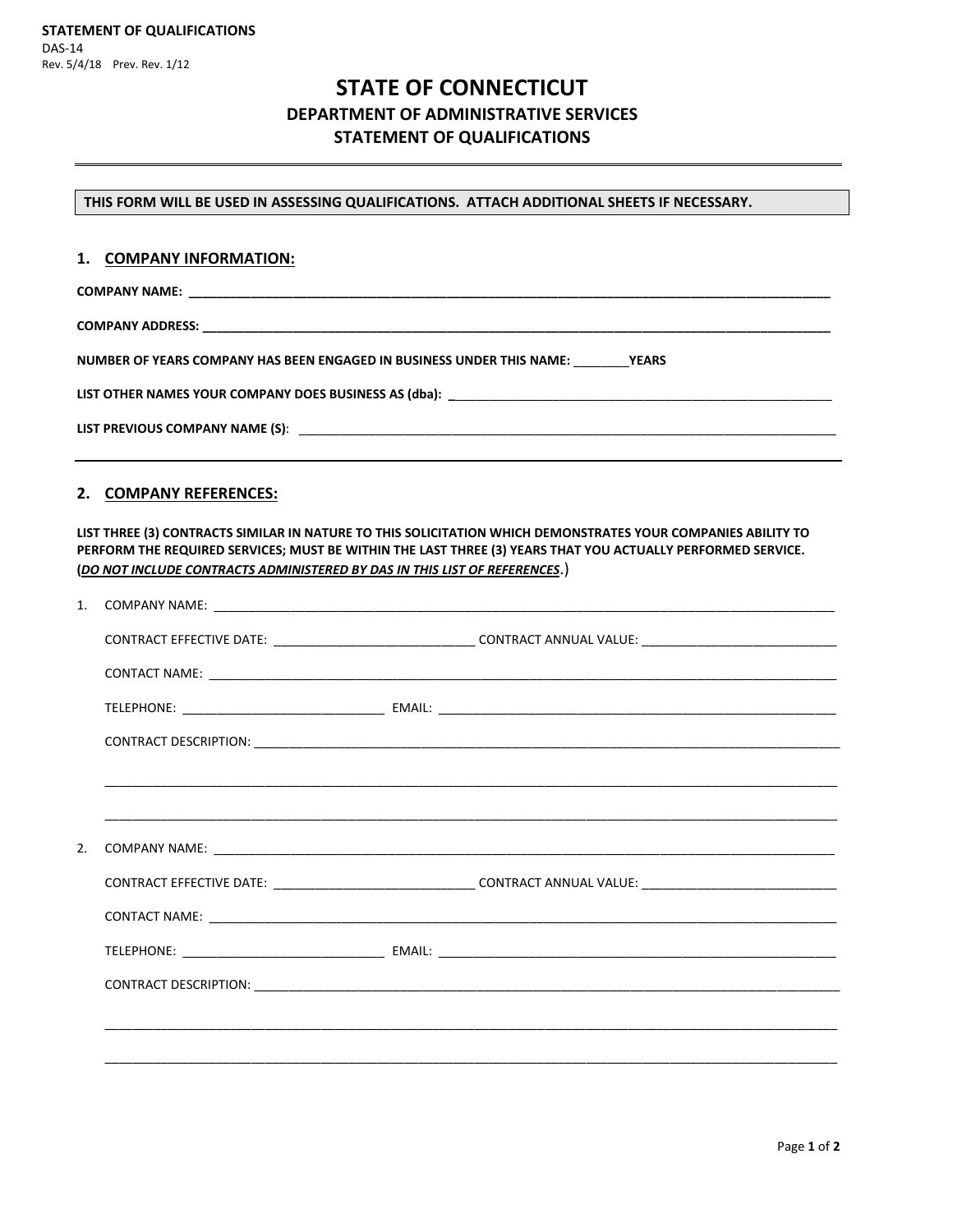**STATEMENT OF QUALIFICATIONS**
DAS-14
Rev. 5/4/18 Prev. Rev. 1/12

# STATE OF CONNECTICUT

## DEPARTMENT OF ADMINISTRATIVE SERVICES

## STATEMENT OF QUALIFICATIONS

---

**THIS FORM WILL BE USED IN ASSESSING QUALIFICATIONS. ATTACH ADDITIONAL SHEETS IF NECESSARY.**

### 1. COMPANY INFORMATION:

**COMPANY NAME:** ______________________________________________________________________

**COMPANY ADDRESS:** ___________________________________________________________________

**NUMBER OF YEARS COMPANY HAS BEEN ENGAGED IN BUSINESS UNDER THIS NAME:** ________**YEARS**

**LIST OTHER NAMES YOUR COMPANY DOES BUSINESS AS (dba):** _____________________________________

**LIST PREVIOUS COMPANY NAME (S)**: ______________________________________________________

---

### 2. COMPANY REFERENCES:

**LIST THREE (3) CONTRACTS SIMILAR IN NATURE TO THIS SOLICITATION WHICH DEMONSTRATES YOUR COMPANIES ABILITY TO PERFORM THE REQUIRED SERVICES; MUST BE WITHIN THE LAST THREE (3) YEARS THAT YOU ACTUALLY PERFORMED SERVICE. (*DO NOT INCLUDE CONTRACTS ADMINISTERED BY DAS IN THIS LIST OF REFERENCES*.)**

1. COMPANY NAME: ______________________________________________________________________

   CONTRACT EFFECTIVE DATE: ____________________ CONTRACT ANNUAL VALUE: ____________________

   CONTACT NAME: ______________________________________________________________________

   TELEPHONE: ____________________ EMAIL: ______________________________________________

   CONTRACT DESCRIPTION: ________________________________________________________________

   ____________________________________________________________________________________

   ____________________________________________________________________________________

2. COMPANY NAME: ______________________________________________________________________

   CONTRACT EFFECTIVE DATE: ____________________ CONTRACT ANNUAL VALUE: ____________________

   CONTACT NAME: ______________________________________________________________________

   TELEPHONE: ____________________ EMAIL: ______________________________________________

   CONTRACT DESCRIPTION: ________________________________________________________________

   ____________________________________________________________________________________

   ____________________________________________________________________________________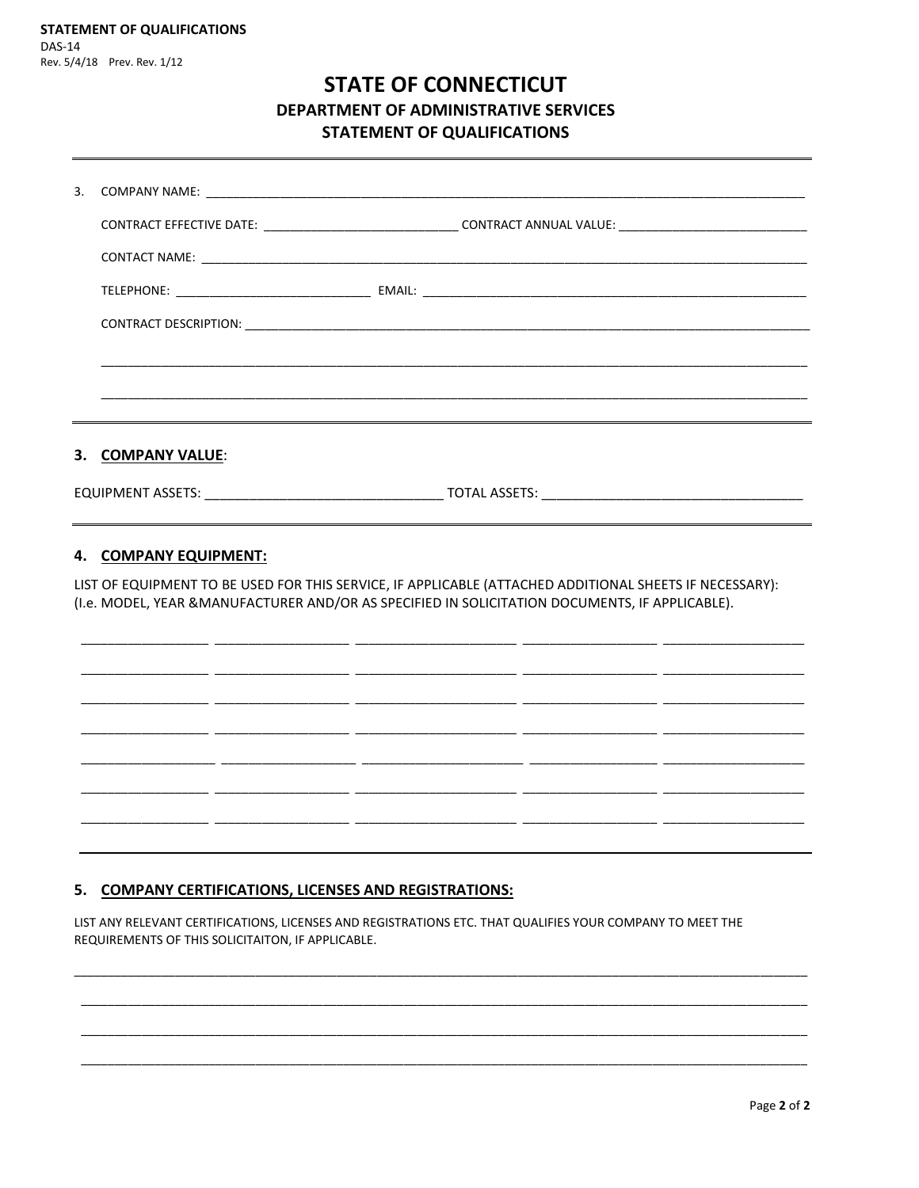**STATEMENT OF QUALIFICATIONS**
DAS-14
Rev. 5/4/18 Prev. Rev. 1/12

# STATE OF CONNECTICUT
## DEPARTMENT OF ADMINISTRATIVE SERVICES
## STATEMENT OF QUALIFICATIONS

---

3. COMPANY NAME: ______________________________________________________________

CONTRACT EFFECTIVE DATE: ____________________ CONTRACT ANNUAL VALUE: ____________________

CONTACT NAME: ______________________________________________________________

TELEPHONE: ____________________ EMAIL: ______________________________________

CONTRACT DESCRIPTION: _______________________________________________________

______________________________________________________________________________

______________________________________________________________________________

---

## 3. COMPANY VALUE:

EQUIPMENT ASSETS: ________________________ TOTAL ASSETS: ___________________________

---

## 4. COMPANY EQUIPMENT:

LIST OF EQUIPMENT TO BE USED FOR THIS SERVICE, IF APPLICABLE (ATTACHED ADDITIONAL SHEETS IF NECESSARY): (I.e. MODEL, YEAR &MANUFACTURER AND/OR AS SPECIFIED IN SOLICITATION DOCUMENTS, IF APPLICABLE).

| | | | | |
|---|---|---|---|---|
| | | | | |
| | | | | |
| | | | | |
| | | | | |
| | | | | |
| | | | | |
| | | | | |

---

## 5. COMPANY CERTIFICATIONS, LICENSES AND REGISTRATIONS:

LIST ANY RELEVANT CERTIFICATIONS, LICENSES AND REGISTRATIONS ETC. THAT QUALIFIES YOUR COMPANY TO MEET THE REQUIREMENTS OF THIS SOLICITAITON, IF APPLICABLE.

______________________________________________________________________________

______________________________________________________________________________

______________________________________________________________________________

______________________________________________________________________________